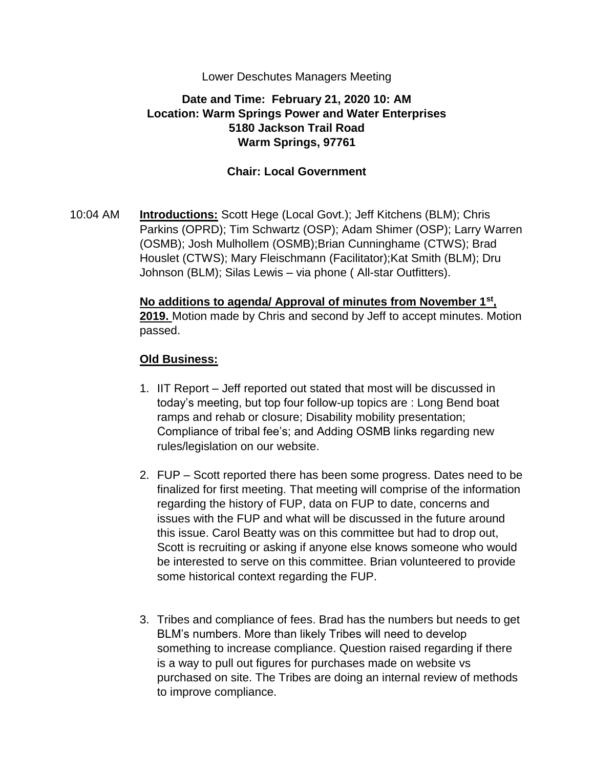Lower Deschutes Managers Meeting

**Date and Time: February 21, 2020 10: AM**
**Location: Warm Springs Power and Water Enterprises**
**5180 Jackson Trail Road**
**Warm Springs, 97761**

**Chair: Local Government**

10:04 AM **Introductions:** Scott Hege (Local Govt.); Jeff Kitchens (BLM); Chris Parkins (OPRD); Tim Schwartz (OSP); Adam Shimer (OSP); Larry Warren (OSMB); Josh Mulhollem (OSMB);Brian Cunninghame (CTWS); Brad Houslet (CTWS); Mary Fleischmann (Facilitator);Kat Smith (BLM); Dru Johnson (BLM); Silas Lewis – via phone ( All-star Outfitters).

**No additions to agenda/ Approval of minutes from November 1st, 2019.** Motion made by Chris and second by Jeff to accept minutes. Motion passed.

**Old Business:**

1. IIT Report – Jeff reported out stated that most will be discussed in today's meeting, but top four follow-up topics are : Long Bend boat ramps and rehab or closure; Disability mobility presentation; Compliance of tribal fee's; and Adding OSMB links regarding new rules/legislation on our website.

2. FUP – Scott reported there has been some progress. Dates need to be finalized for first meeting. That meeting will comprise of the information regarding the history of FUP, data on FUP to date, concerns and issues with the FUP and what will be discussed in the future around this issue. Carol Beatty was on this committee but had to drop out, Scott is recruiting or asking if anyone else knows someone who would be interested to serve on this committee. Brian volunteered to provide some historical context regarding the FUP.

3. Tribes and compliance of fees. Brad has the numbers but needs to get BLM's numbers. More than likely Tribes will need to develop something to increase compliance. Question raised regarding if there is a way to pull out figures for purchases made on website vs purchased on site. The Tribes are doing an internal review of methods to improve compliance.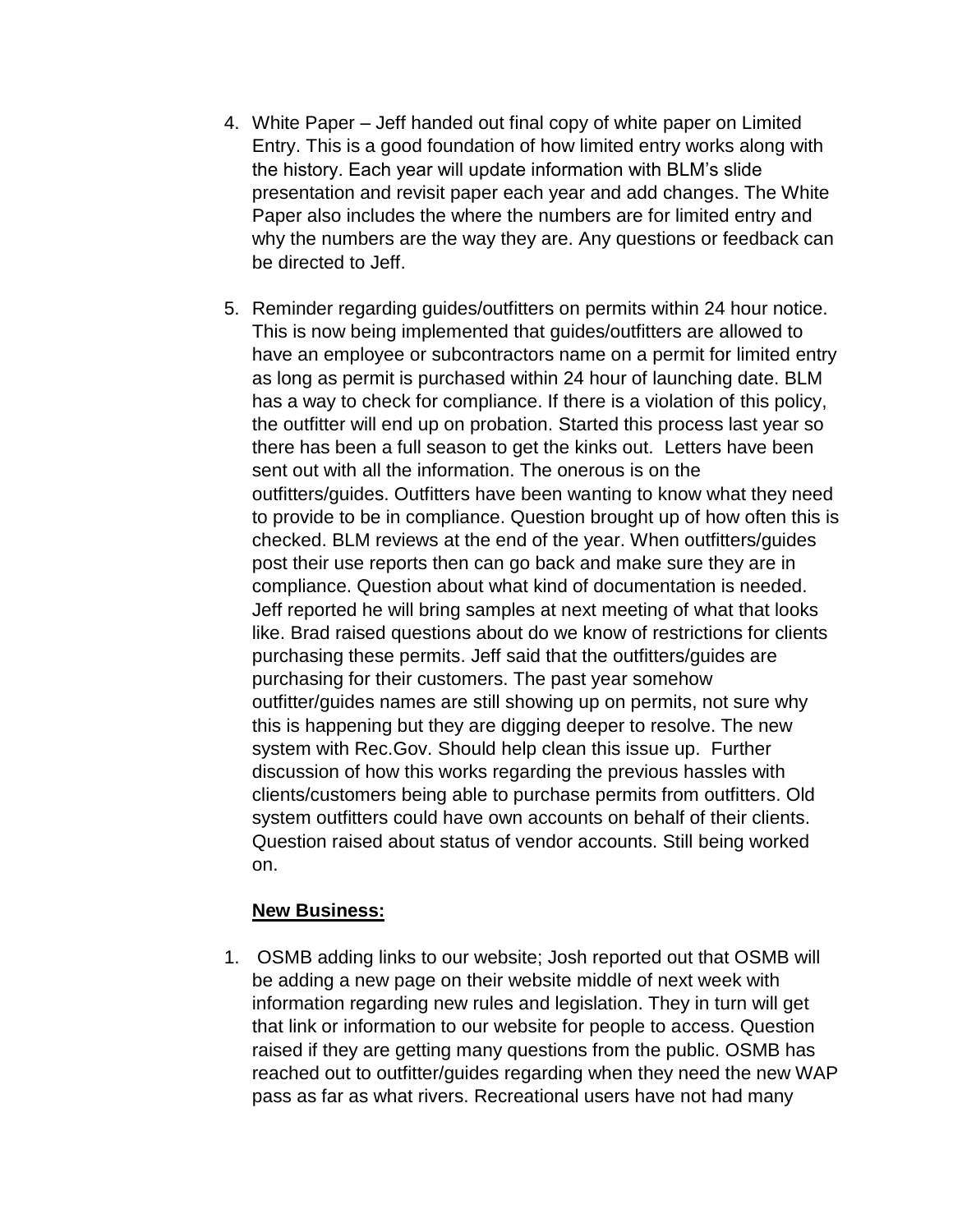4. White Paper – Jeff handed out final copy of white paper on Limited Entry. This is a good foundation of how limited entry works along with the history. Each year will update information with BLM's slide presentation and revisit paper each year and add changes. The White Paper also includes the where the numbers are for limited entry and why the numbers are the way they are. Any questions or feedback can be directed to Jeff.

5. Reminder regarding guides/outfitters on permits within 24 hour notice. This is now being implemented that guides/outfitters are allowed to have an employee or subcontractors name on a permit for limited entry as long as permit is purchased within 24 hour of launching date. BLM has a way to check for compliance. If there is a violation of this policy, the outfitter will end up on probation. Started this process last year so there has been a full season to get the kinks out. Letters have been sent out with all the information. The onerous is on the outfitters/guides. Outfitters have been wanting to know what they need to provide to be in compliance. Question brought up of how often this is checked. BLM reviews at the end of the year. When outfitters/guides post their use reports then can go back and make sure they are in compliance. Question about what kind of documentation is needed. Jeff reported he will bring samples at next meeting of what that looks like. Brad raised questions about do we know of restrictions for clients purchasing these permits. Jeff said that the outfitters/guides are purchasing for their customers. The past year somehow outfitter/guides names are still showing up on permits, not sure why this is happening but they are digging deeper to resolve. The new system with Rec.Gov. Should help clean this issue up. Further discussion of how this works regarding the previous hassles with clients/customers being able to purchase permits from outfitters. Old system outfitters could have own accounts on behalf of their clients. Question raised about status of vendor accounts. Still being worked on.

**New Business:**

1. OSMB adding links to our website; Josh reported out that OSMB will be adding a new page on their website middle of next week with information regarding new rules and legislation. They in turn will get that link or information to our website for people to access. Question raised if they are getting many questions from the public. OSMB has reached out to outfitter/guides regarding when they need the new WAP pass as far as what rivers. Recreational users have not had many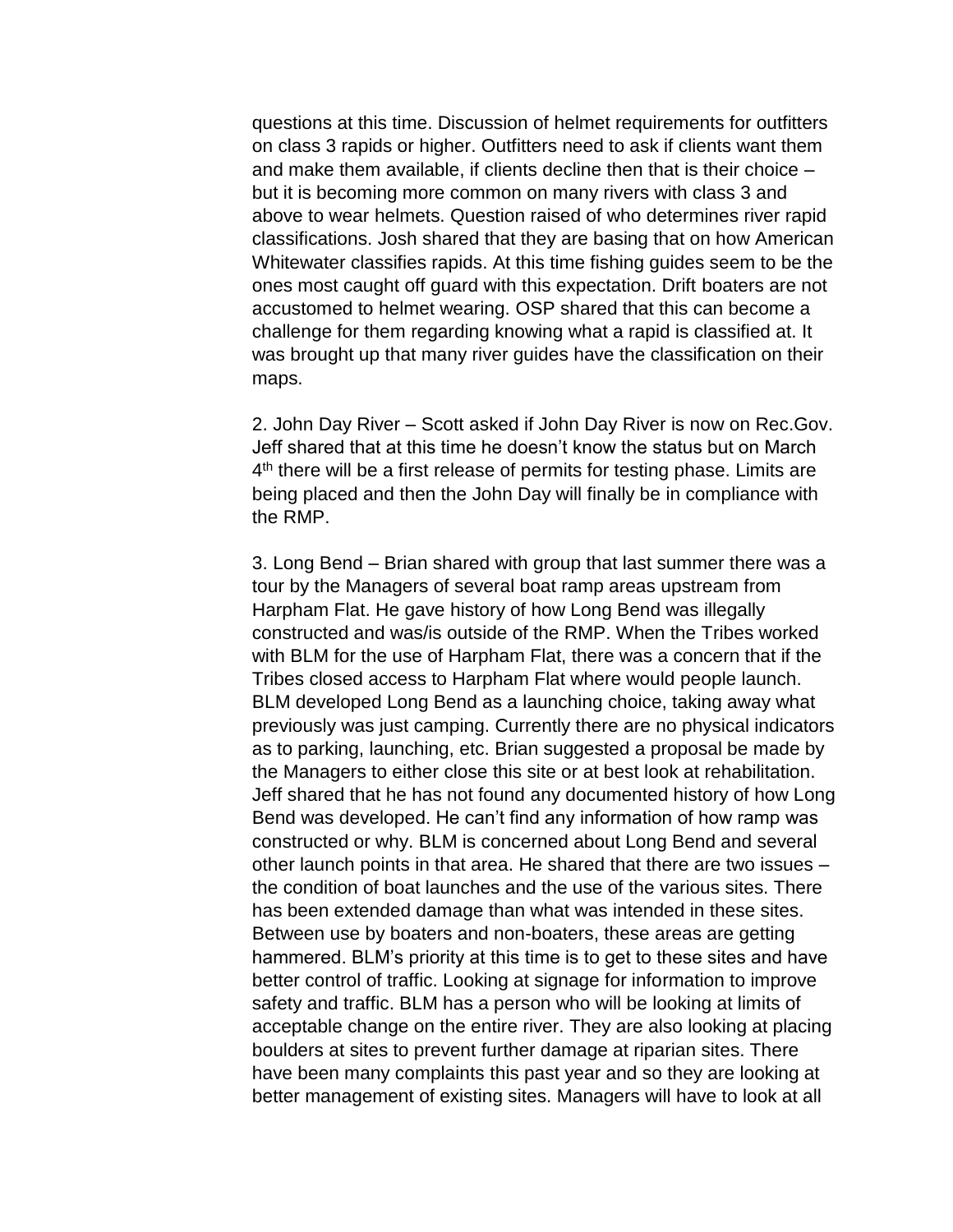questions at this time. Discussion of helmet requirements for outfitters on class 3 rapids or higher. Outfitters need to ask if clients want them and make them available, if clients decline then that is their choice – but it is becoming more common on many rivers with class 3 and above to wear helmets. Question raised of who determines river rapid classifications. Josh shared that they are basing that on how American Whitewater classifies rapids. At this time fishing guides seem to be the ones most caught off guard with this expectation. Drift boaters are not accustomed to helmet wearing. OSP shared that this can become a challenge for them regarding knowing what a rapid is classified at. It was brought up that many river guides have the classification on their maps.

2. John Day River – Scott asked if John Day River is now on Rec.Gov. Jeff shared that at this time he doesn't know the status but on March 4th there will be a first release of permits for testing phase. Limits are being placed and then the John Day will finally be in compliance with the RMP.

3. Long Bend – Brian shared with group that last summer there was a tour by the Managers of several boat ramp areas upstream from Harpham Flat. He gave history of how Long Bend was illegally constructed and was/is outside of the RMP. When the Tribes worked with BLM for the use of Harpham Flat, there was a concern that if the Tribes closed access to Harpham Flat where would people launch. BLM developed Long Bend as a launching choice, taking away what previously was just camping. Currently there are no physical indicators as to parking, launching, etc. Brian suggested a proposal be made by the Managers to either close this site or at best look at rehabilitation. Jeff shared that he has not found any documented history of how Long Bend was developed. He can't find any information of how ramp was constructed or why. BLM is concerned about Long Bend and several other launch points in that area. He shared that there are two issues – the condition of boat launches and the use of the various sites. There has been extended damage than what was intended in these sites. Between use by boaters and non-boaters, these areas are getting hammered. BLM's priority at this time is to get to these sites and have better control of traffic. Looking at signage for information to improve safety and traffic. BLM has a person who will be looking at limits of acceptable change on the entire river. They are also looking at placing boulders at sites to prevent further damage at riparian sites. There have been many complaints this past year and so they are looking at better management of existing sites. Managers will have to look at all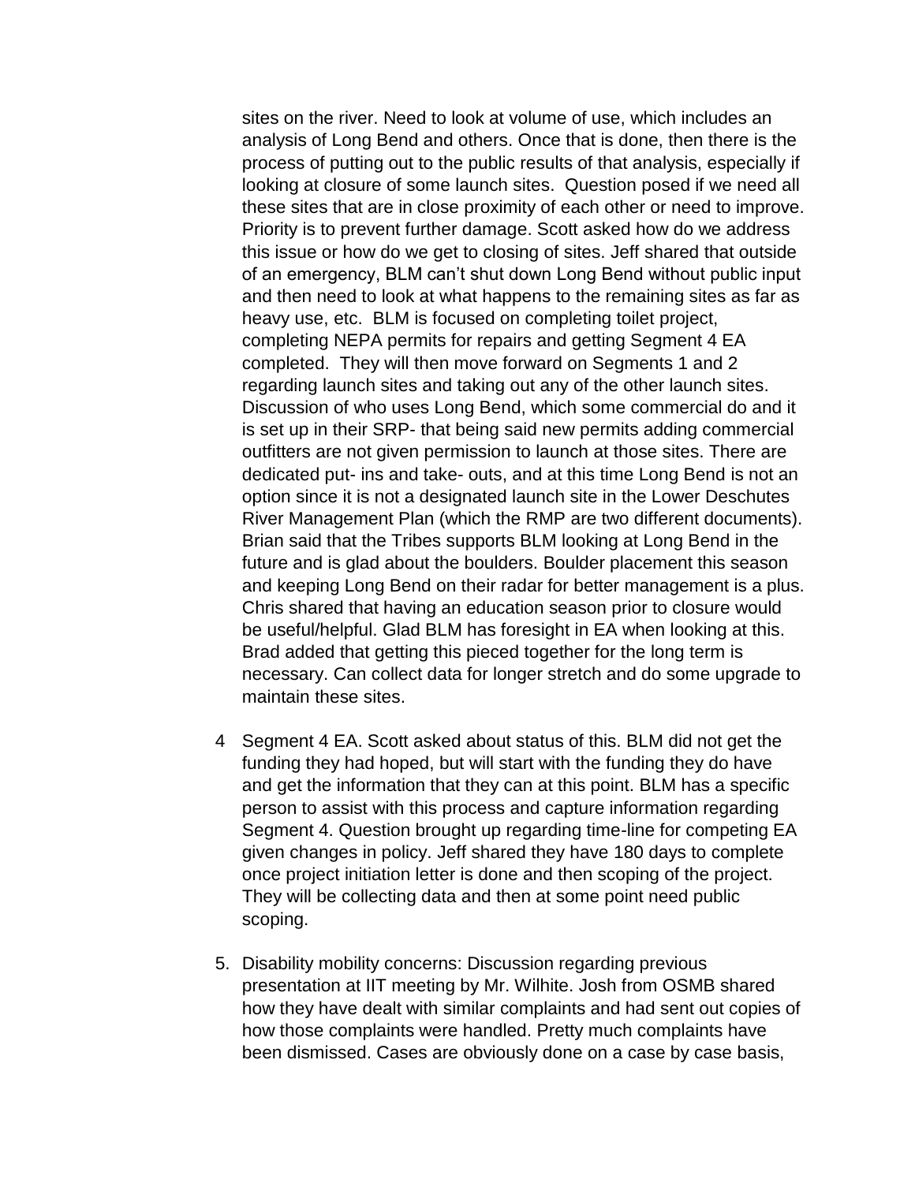sites on the river. Need to look at volume of use, which includes an analysis of Long Bend and others. Once that is done, then there is the process of putting out to the public results of that analysis, especially if looking at closure of some launch sites. Question posed if we need all these sites that are in close proximity of each other or need to improve. Priority is to prevent further damage. Scott asked how do we address this issue or how do we get to closing of sites. Jeff shared that outside of an emergency, BLM can't shut down Long Bend without public input and then need to look at what happens to the remaining sites as far as heavy use, etc. BLM is focused on completing toilet project, completing NEPA permits for repairs and getting Segment 4 EA completed. They will then move forward on Segments 1 and 2 regarding launch sites and taking out any of the other launch sites. Discussion of who uses Long Bend, which some commercial do and it is set up in their SRP- that being said new permits adding commercial outfitters are not given permission to launch at those sites. There are dedicated put- ins and take- outs, and at this time Long Bend is not an option since it is not a designated launch site in the Lower Deschutes River Management Plan (which the RMP are two different documents). Brian said that the Tribes supports BLM looking at Long Bend in the future and is glad about the boulders. Boulder placement this season and keeping Long Bend on their radar for better management is a plus. Chris shared that having an education season prior to closure would be useful/helpful. Glad BLM has foresight in EA when looking at this. Brad added that getting this pieced together for the long term is necessary. Can collect data for longer stretch and do some upgrade to maintain these sites.

4 Segment 4 EA. Scott asked about status of this. BLM did not get the funding they had hoped, but will start with the funding they do have and get the information that they can at this point. BLM has a specific person to assist with this process and capture information regarding Segment 4. Question brought up regarding time-line for competing EA given changes in policy. Jeff shared they have 180 days to complete once project initiation letter is done and then scoping of the project. They will be collecting data and then at some point need public scoping.

5. Disability mobility concerns: Discussion regarding previous presentation at IIT meeting by Mr. Wilhite. Josh from OSMB shared how they have dealt with similar complaints and had sent out copies of how those complaints were handled. Pretty much complaints have been dismissed. Cases are obviously done on a case by case basis,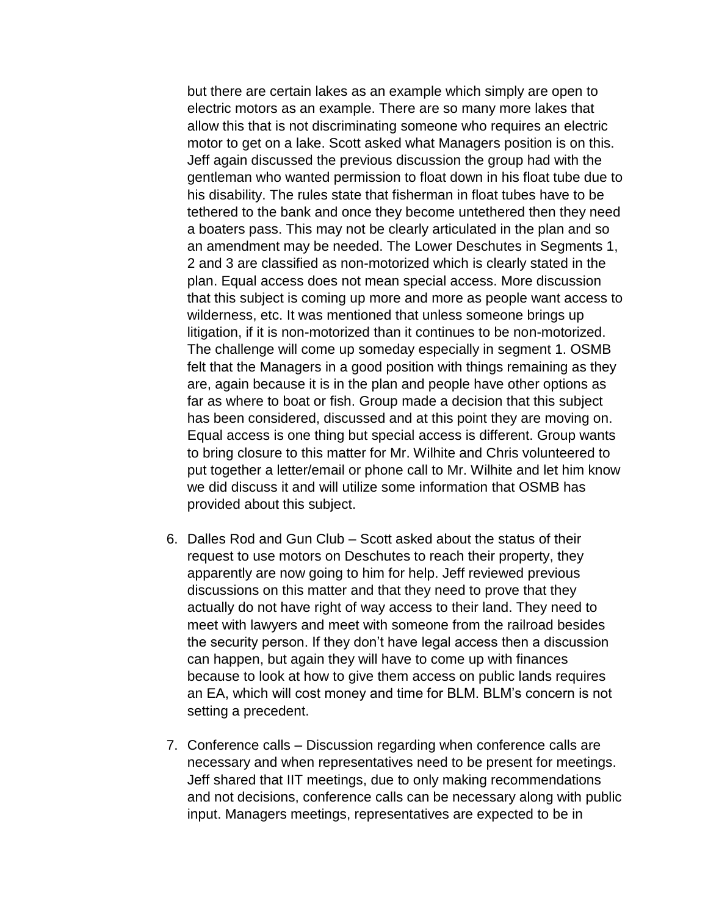but there are certain lakes as an example which simply are open to electric motors as an example. There are so many more lakes that allow this that is not discriminating someone who requires an electric motor to get on a lake. Scott asked what Managers position is on this. Jeff again discussed the previous discussion the group had with the gentleman who wanted permission to float down in his float tube due to his disability. The rules state that fisherman in float tubes have to be tethered to the bank and once they become untethered then they need a boaters pass. This may not be clearly articulated in the plan and so an amendment may be needed. The Lower Deschutes in Segments 1, 2 and 3 are classified as non-motorized which is clearly stated in the plan. Equal access does not mean special access. More discussion that this subject is coming up more and more as people want access to wilderness, etc. It was mentioned that unless someone brings up litigation, if it is non-motorized than it continues to be non-motorized. The challenge will come up someday especially in segment 1. OSMB felt that the Managers in a good position with things remaining as they are, again because it is in the plan and people have other options as far as where to boat or fish. Group made a decision that this subject has been considered, discussed and at this point they are moving on. Equal access is one thing but special access is different. Group wants to bring closure to this matter for Mr. Wilhite and Chris volunteered to put together a letter/email or phone call to Mr. Wilhite and let him know we did discuss it and will utilize some information that OSMB has provided about this subject.

6. Dalles Rod and Gun Club – Scott asked about the status of their request to use motors on Deschutes to reach their property, they apparently are now going to him for help. Jeff reviewed previous discussions on this matter and that they need to prove that they actually do not have right of way access to their land. They need to meet with lawyers and meet with someone from the railroad besides the security person. If they don't have legal access then a discussion can happen, but again they will have to come up with finances because to look at how to give them access on public lands requires an EA, which will cost money and time for BLM. BLM's concern is not setting a precedent.

7. Conference calls – Discussion regarding when conference calls are necessary and when representatives need to be present for meetings. Jeff shared that IIT meetings, due to only making recommendations and not decisions, conference calls can be necessary along with public input. Managers meetings, representatives are expected to be in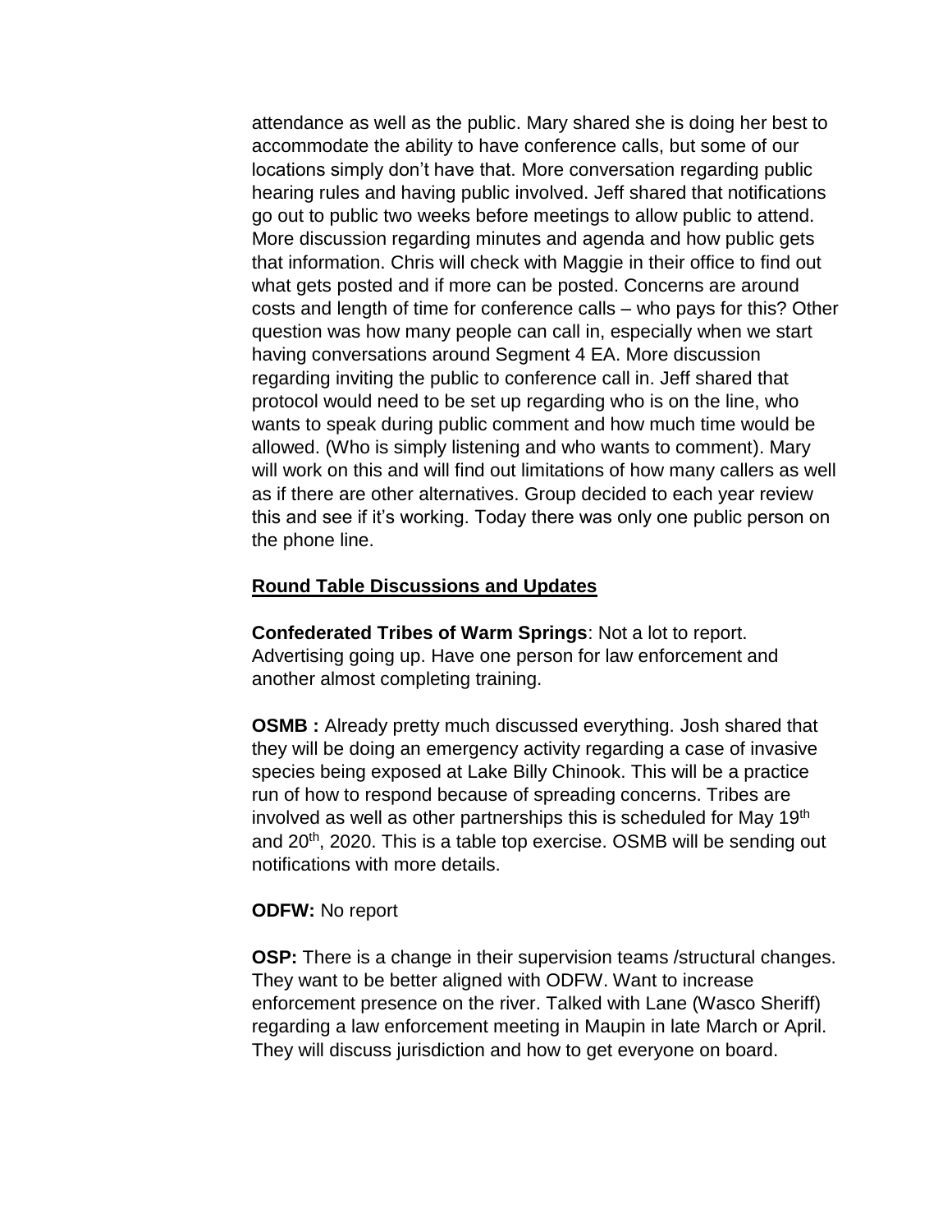attendance as well as the public. Mary shared she is doing her best to accommodate the ability to have conference calls, but some of our locations simply don't have that. More conversation regarding public hearing rules and having public involved. Jeff shared that notifications go out to public two weeks before meetings to allow public to attend. More discussion regarding minutes and agenda and how public gets that information. Chris will check with Maggie in their office to find out what gets posted and if more can be posted. Concerns are around costs and length of time for conference calls – who pays for this? Other question was how many people can call in, especially when we start having conversations around Segment 4 EA. More discussion regarding inviting the public to conference call in. Jeff shared that protocol would need to be set up regarding who is on the line, who wants to speak during public comment and how much time would be allowed. (Who is simply listening and who wants to comment). Mary will work on this and will find out limitations of how many callers as well as if there are other alternatives. Group decided to each year review this and see if it's working. Today there was only one public person on the phone line.

## Round Table Discussions and Updates

**Confederated Tribes of Warm Springs**: Not a lot to report. Advertising going up. Have one person for law enforcement and another almost completing training.

**OSMB :** Already pretty much discussed everything. Josh shared that they will be doing an emergency activity regarding a case of invasive species being exposed at Lake Billy Chinook. This will be a practice run of how to respond because of spreading concerns. Tribes are involved as well as other partnerships this is scheduled for May 19th and 20th, 2020. This is a table top exercise. OSMB will be sending out notifications with more details.

**ODFW:** No report

**OSP:** There is a change in their supervision teams /structural changes. They want to be better aligned with ODFW. Want to increase enforcement presence on the river. Talked with Lane (Wasco Sheriff) regarding a law enforcement meeting in Maupin in late March or April. They will discuss jurisdiction and how to get everyone on board.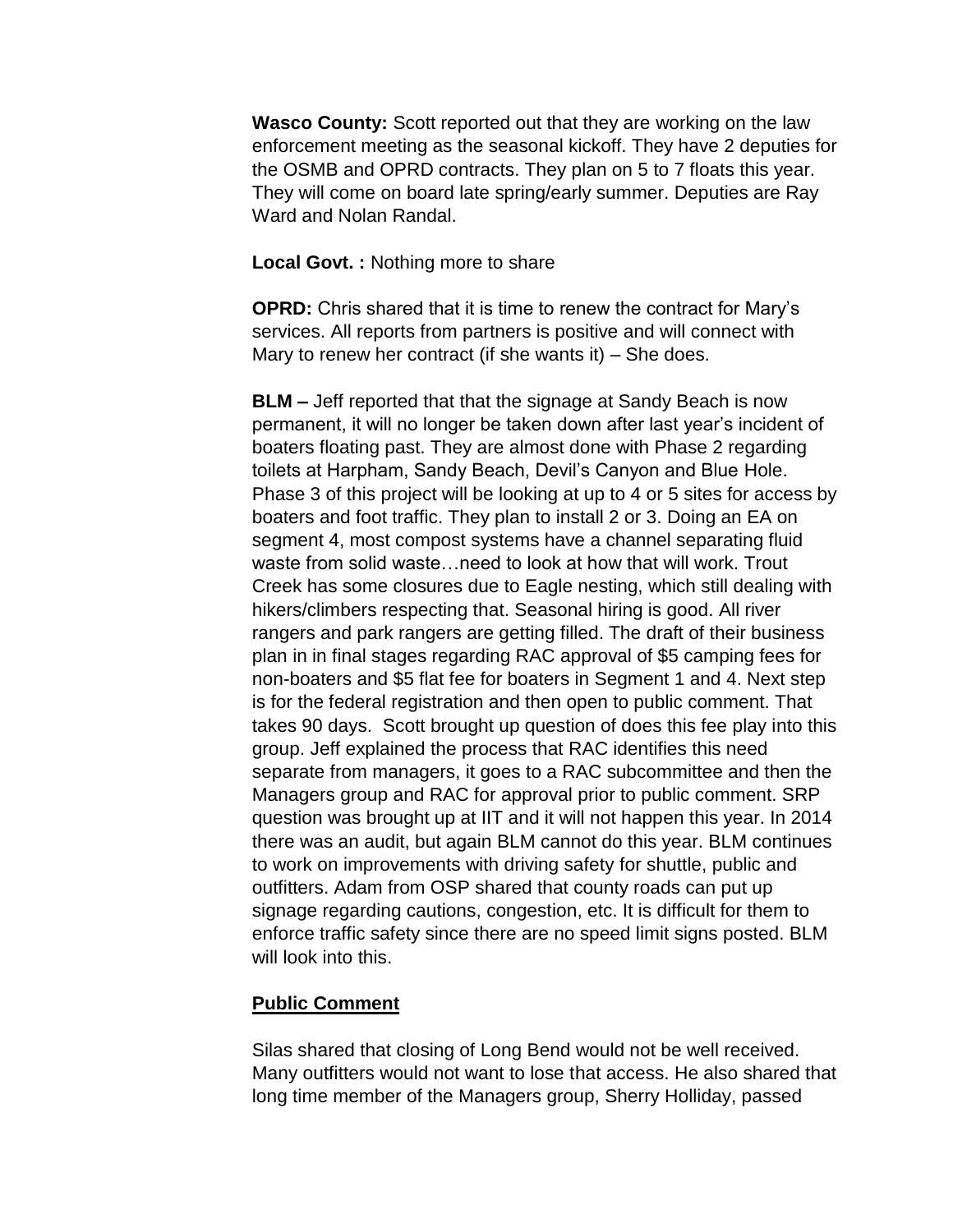**Wasco County:** Scott reported out that they are working on the law enforcement meeting as the seasonal kickoff. They have 2 deputies for the OSMB and OPRD contracts. They plan on 5 to 7 floats this year. They will come on board late spring/early summer. Deputies are Ray Ward and Nolan Randal.

**Local Govt. :** Nothing more to share

**OPRD:** Chris shared that it is time to renew the contract for Mary's services. All reports from partners is positive and will connect with Mary to renew her contract (if she wants it) – She does.

**BLM –** Jeff reported that that the signage at Sandy Beach is now permanent, it will no longer be taken down after last year's incident of boaters floating past. They are almost done with Phase 2 regarding toilets at Harpham, Sandy Beach, Devil's Canyon and Blue Hole. Phase 3 of this project will be looking at up to 4 or 5 sites for access by boaters and foot traffic. They plan to install 2 or 3. Doing an EA on segment 4, most compost systems have a channel separating fluid waste from solid waste…need to look at how that will work. Trout Creek has some closures due to Eagle nesting, which still dealing with hikers/climbers respecting that. Seasonal hiring is good. All river rangers and park rangers are getting filled. The draft of their business plan in in final stages regarding RAC approval of $5 camping fees for non-boaters and $5 flat fee for boaters in Segment 1 and 4. Next step is for the federal registration and then open to public comment. That takes 90 days. Scott brought up question of does this fee play into this group. Jeff explained the process that RAC identifies this need separate from managers, it goes to a RAC subcommittee and then the Managers group and RAC for approval prior to public comment. SRP question was brought up at IIT and it will not happen this year. In 2014 there was an audit, but again BLM cannot do this year. BLM continues to work on improvements with driving safety for shuttle, public and outfitters. Adam from OSP shared that county roads can put up signage regarding cautions, congestion, etc. It is difficult for them to enforce traffic safety since there are no speed limit signs posted. BLM will look into this.

**Public Comment**

Silas shared that closing of Long Bend would not be well received. Many outfitters would not want to lose that access. He also shared that long time member of the Managers group, Sherry Holliday, passed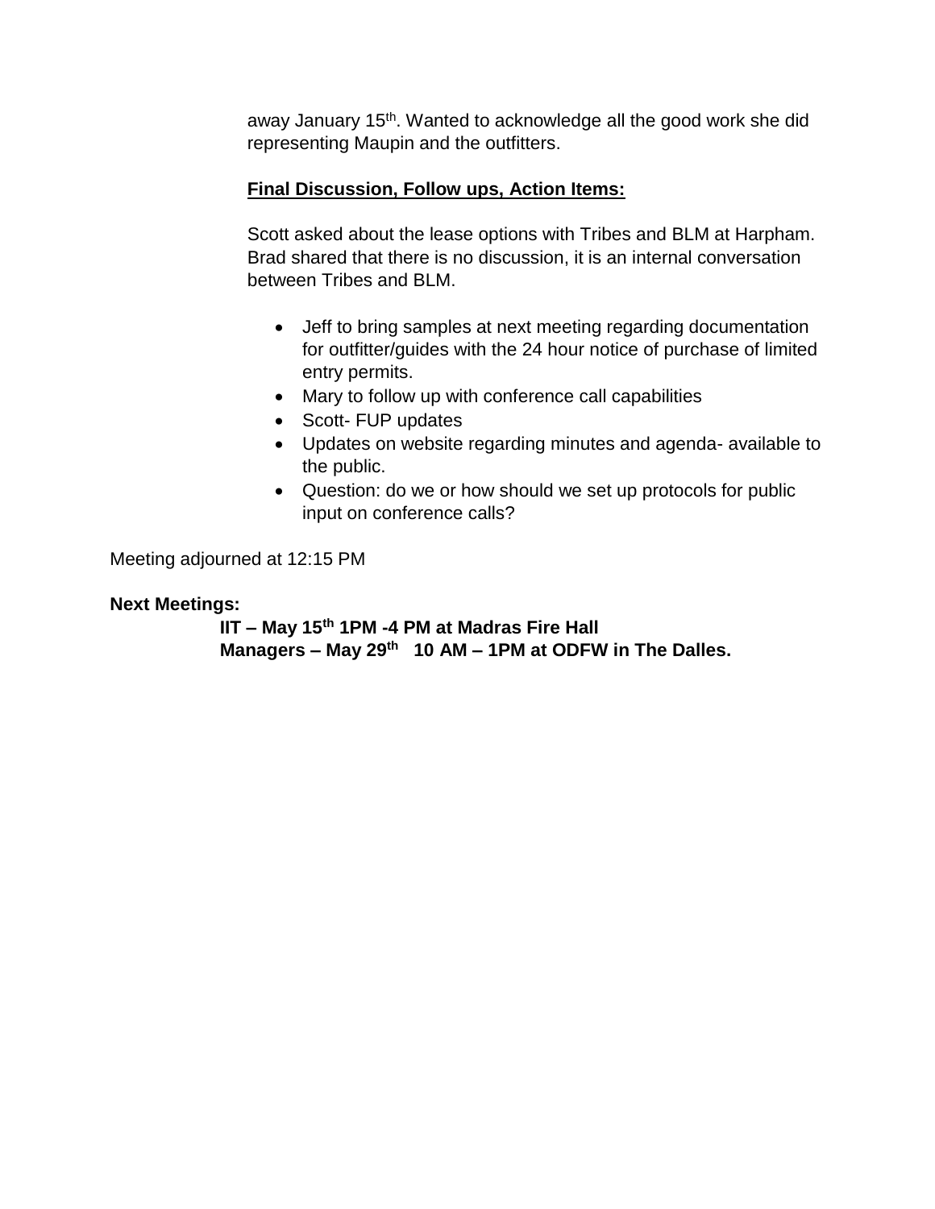away January 15th. Wanted to acknowledge all the good work she did representing Maupin and the outfitters.

**Final Discussion, Follow ups, Action Items:**

Scott asked about the lease options with Tribes and BLM at Harpham. Brad shared that there is no discussion, it is an internal conversation between Tribes and BLM.

- Jeff to bring samples at next meeting regarding documentation for outfitter/guides with the 24 hour notice of purchase of limited entry permits.
- Mary to follow up with conference call capabilities
- Scott- FUP updates
- Updates on website regarding minutes and agenda- available to the public.
- Question: do we or how should we set up protocols for public input on conference calls?

Meeting adjourned at 12:15 PM

**Next Meetings:**

**IIT – May 15th 1PM -4 PM at Madras Fire Hall**
**Managers – May 29th 10 AM – 1PM at ODFW in The Dalles.**